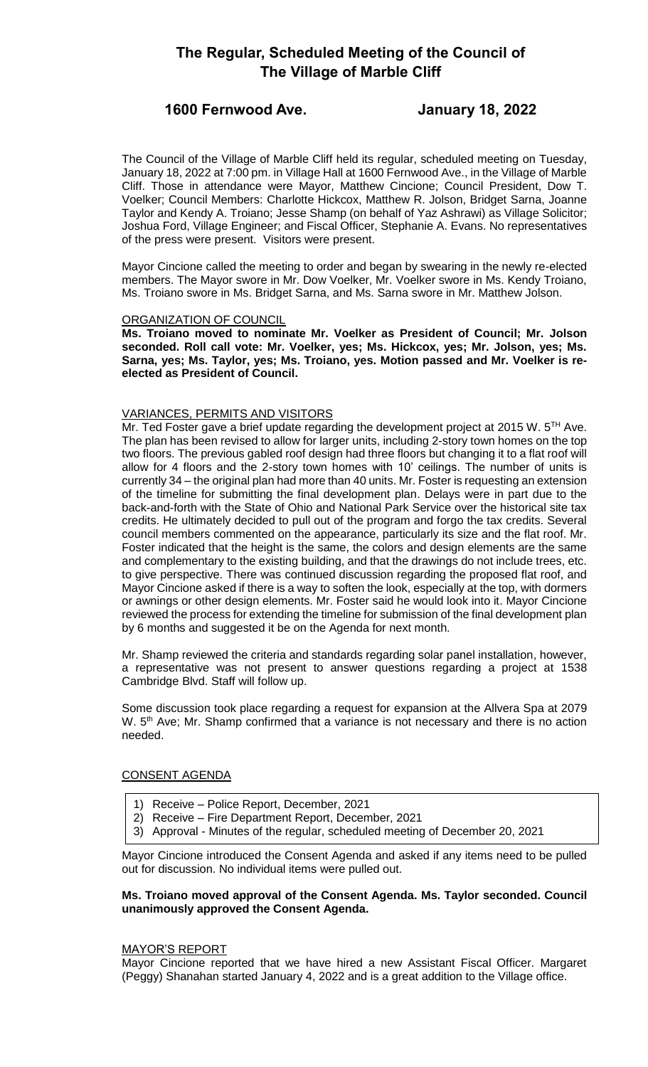# The Regular, Scheduled Meeting of the Council of The Village of Marble Cliff

## 1600 Fernwood Ave. January 18, 2022

The Council of the Village of Marble Cliff held its regular, scheduled meeting on Tuesday, January 18, 2022 at 7:00 pm. in Village Hall at 1600 Fernwood Ave., in the Village of Marble Cliff. Those in attendance were Mayor, Matthew Cincione; Council President, Dow T. Voelker; Council Members: Charlotte Hickcox, Matthew R. Jolson, Bridget Sarna, Joanne Taylor and Kendy A. Troiano; Jesse Shamp (on behalf of Yaz Ashrawi) as Village Solicitor; Joshua Ford, Village Engineer; and Fiscal Officer, Stephanie A. Evans. No representatives of the press were present. Visitors were present.

Mayor Cincione called the meeting to order and began by swearing in the newly re-elected members. The Mayor swore in Mr. Dow Voelker, Mr. Voelker swore in Ms. Kendy Troiano, Ms. Troiano swore in Ms. Bridget Sarna, and Ms. Sarna swore in Mr. Matthew Jolson.

ORGANIZATION OF COUNCIL

**Ms. Troiano moved to nominate Mr. Voelker as President of Council; Mr. Jolson seconded. Roll call vote: Mr. Voelker, yes; Ms. Hickcox, yes; Mr. Jolson, yes; Ms. Sarna, yes; Ms. Taylor, yes; Ms. Troiano, yes. Motion passed and Mr. Voelker is re-elected as President of Council.**

VARIANCES, PERMITS AND VISITORS

Mr. Ted Foster gave a brief update regarding the development project at 2015 W. 5TH Ave. The plan has been revised to allow for larger units, including 2-story town homes on the top two floors. The previous gabled roof design had three floors but changing it to a flat roof will allow for 4 floors and the 2-story town homes with 10' ceilings. The number of units is currently 34 – the original plan had more than 40 units. Mr. Foster is requesting an extension of the timeline for submitting the final development plan. Delays were in part due to the back-and-forth with the State of Ohio and National Park Service over the historical site tax credits. He ultimately decided to pull out of the program and forgo the tax credits. Several council members commented on the appearance, particularly its size and the flat roof. Mr. Foster indicated that the height is the same, the colors and design elements are the same and complementary to the existing building, and that the drawings do not include trees, etc. to give perspective. There was continued discussion regarding the proposed flat roof, and Mayor Cincione asked if there is a way to soften the look, especially at the top, with dormers or awnings or other design elements. Mr. Foster said he would look into it. Mayor Cincione reviewed the process for extending the timeline for submission of the final development plan by 6 months and suggested it be on the Agenda for next month.

Mr. Shamp reviewed the criteria and standards regarding solar panel installation, however, a representative was not present to answer questions regarding a project at 1538 Cambridge Blvd. Staff will follow up.

Some discussion took place regarding a request for expansion at the Allvera Spa at 2079 W. 5th Ave; Mr. Shamp confirmed that a variance is not necessary and there is no action needed.

CONSENT AGENDA

1) Receive – Police Report, December, 2021
2) Receive – Fire Department Report, December, 2021
3) Approval - Minutes of the regular, scheduled meeting of December 20, 2021

Mayor Cincione introduced the Consent Agenda and asked if any items need to be pulled out for discussion. No individual items were pulled out.

**Ms. Troiano moved approval of the Consent Agenda. Ms. Taylor seconded. Council unanimously approved the Consent Agenda.**

MAYOR'S REPORT

Mayor Cincione reported that we have hired a new Assistant Fiscal Officer. Margaret (Peggy) Shanahan started January 4, 2022 and is a great addition to the Village office.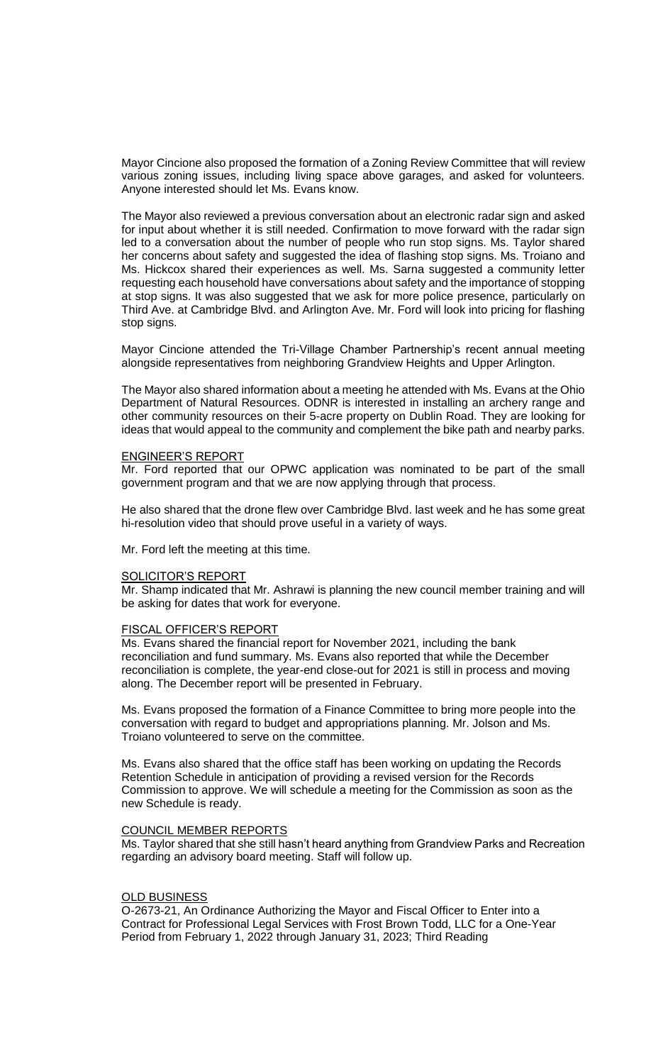Mayor Cincione also proposed the formation of a Zoning Review Committee that will review various zoning issues, including living space above garages, and asked for volunteers. Anyone interested should let Ms. Evans know.

The Mayor also reviewed a previous conversation about an electronic radar sign and asked for input about whether it is still needed. Confirmation to move forward with the radar sign led to a conversation about the number of people who run stop signs. Ms. Taylor shared her concerns about safety and suggested the idea of flashing stop signs. Ms. Troiano and Ms. Hickcox shared their experiences as well. Ms. Sarna suggested a community letter requesting each household have conversations about safety and the importance of stopping at stop signs. It was also suggested that we ask for more police presence, particularly on Third Ave. at Cambridge Blvd. and Arlington Ave. Mr. Ford will look into pricing for flashing stop signs.

Mayor Cincione attended the Tri-Village Chamber Partnership's recent annual meeting alongside representatives from neighboring Grandview Heights and Upper Arlington.

The Mayor also shared information about a meeting he attended with Ms. Evans at the Ohio Department of Natural Resources. ODNR is interested in installing an archery range and other community resources on their 5-acre property on Dublin Road. They are looking for ideas that would appeal to the community and complement the bike path and nearby parks.

## ENGINEER'S REPORT

Mr. Ford reported that our OPWC application was nominated to be part of the small government program and that we are now applying through that process.

He also shared that the drone flew over Cambridge Blvd. last week and he has some great hi-resolution video that should prove useful in a variety of ways.

Mr. Ford left the meeting at this time.

## SOLICITOR'S REPORT

Mr. Shamp indicated that Mr. Ashrawi is planning the new council member training and will be asking for dates that work for everyone.

## FISCAL OFFICER'S REPORT

Ms. Evans shared the financial report for November 2021, including the bank reconciliation and fund summary. Ms. Evans also reported that while the December reconciliation is complete, the year-end close-out for 2021 is still in process and moving along. The December report will be presented in February.

Ms. Evans proposed the formation of a Finance Committee to bring more people into the conversation with regard to budget and appropriations planning. Mr. Jolson and Ms. Troiano volunteered to serve on the committee.

Ms. Evans also shared that the office staff has been working on updating the Records Retention Schedule in anticipation of providing a revised version for the Records Commission to approve. We will schedule a meeting for the Commission as soon as the new Schedule is ready.

## COUNCIL MEMBER REPORTS

Ms. Taylor shared that she still hasn't heard anything from Grandview Parks and Recreation regarding an advisory board meeting. Staff will follow up.

## OLD BUSINESS

O-2673-21, An Ordinance Authorizing the Mayor and Fiscal Officer to Enter into a Contract for Professional Legal Services with Frost Brown Todd, LLC for a One-Year Period from February 1, 2022 through January 31, 2023; Third Reading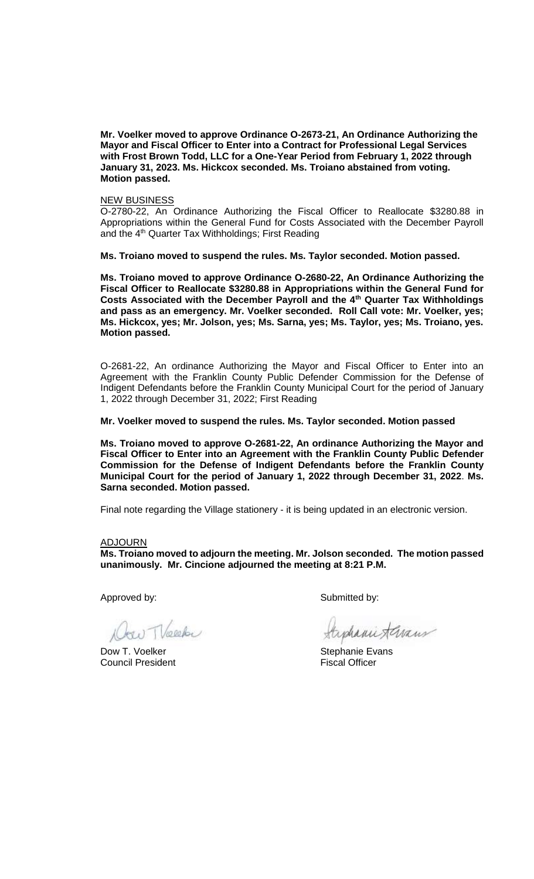**Mr. Voelker moved to approve Ordinance O-2673-21, An Ordinance Authorizing the Mayor and Fiscal Officer to Enter into a Contract for Professional Legal Services with Frost Brown Todd, LLC for a One-Year Period from February 1, 2022 through January 31, 2023. Ms. Hickcox seconded. Ms. Troiano abstained from voting. Motion passed.**

NEW BUSINESS

O-2780-22, An Ordinance Authorizing the Fiscal Officer to Reallocate $3280.88 in Appropriations within the General Fund for Costs Associated with the December Payroll and the 4th Quarter Tax Withholdings; First Reading

**Ms. Troiano moved to suspend the rules. Ms. Taylor seconded. Motion passed.**

**Ms. Troiano moved to approve Ordinance O-2680-22, An Ordinance Authorizing the Fiscal Officer to Reallocate $3280.88 in Appropriations within the General Fund for Costs Associated with the December Payroll and the 4th Quarter Tax Withholdings and pass as an emergency. Mr. Voelker seconded. Roll Call vote: Mr. Voelker, yes; Ms. Hickcox, yes; Mr. Jolson, yes; Ms. Sarna, yes; Ms. Taylor, yes; Ms. Troiano, yes. Motion passed.**

O-2681-22, An ordinance Authorizing the Mayor and Fiscal Officer to Enter into an Agreement with the Franklin County Public Defender Commission for the Defense of Indigent Defendants before the Franklin County Municipal Court for the period of January 1, 2022 through December 31, 2022; First Reading

**Mr. Voelker moved to suspend the rules. Ms. Taylor seconded. Motion passed**

**Ms. Troiano moved to approve O-2681-22, An ordinance Authorizing the Mayor and Fiscal Officer to Enter into an Agreement with the Franklin County Public Defender Commission for the Defense of Indigent Defendants before the Franklin County Municipal Court for the period of January 1, 2022 through December 31, 2022. Ms. Sarna seconded. Motion passed.**

Final note regarding the Village stationery - it is being updated in an electronic version.

ADJOURN

**Ms. Troiano moved to adjourn the meeting. Mr. Jolson seconded. The motion passed unanimously. Mr. Cincione adjourned the meeting at 8:21 P.M.**

Approved by:

Dow T. Voelker
Council President

Submitted by:

Stephanie Evans
Fiscal Officer